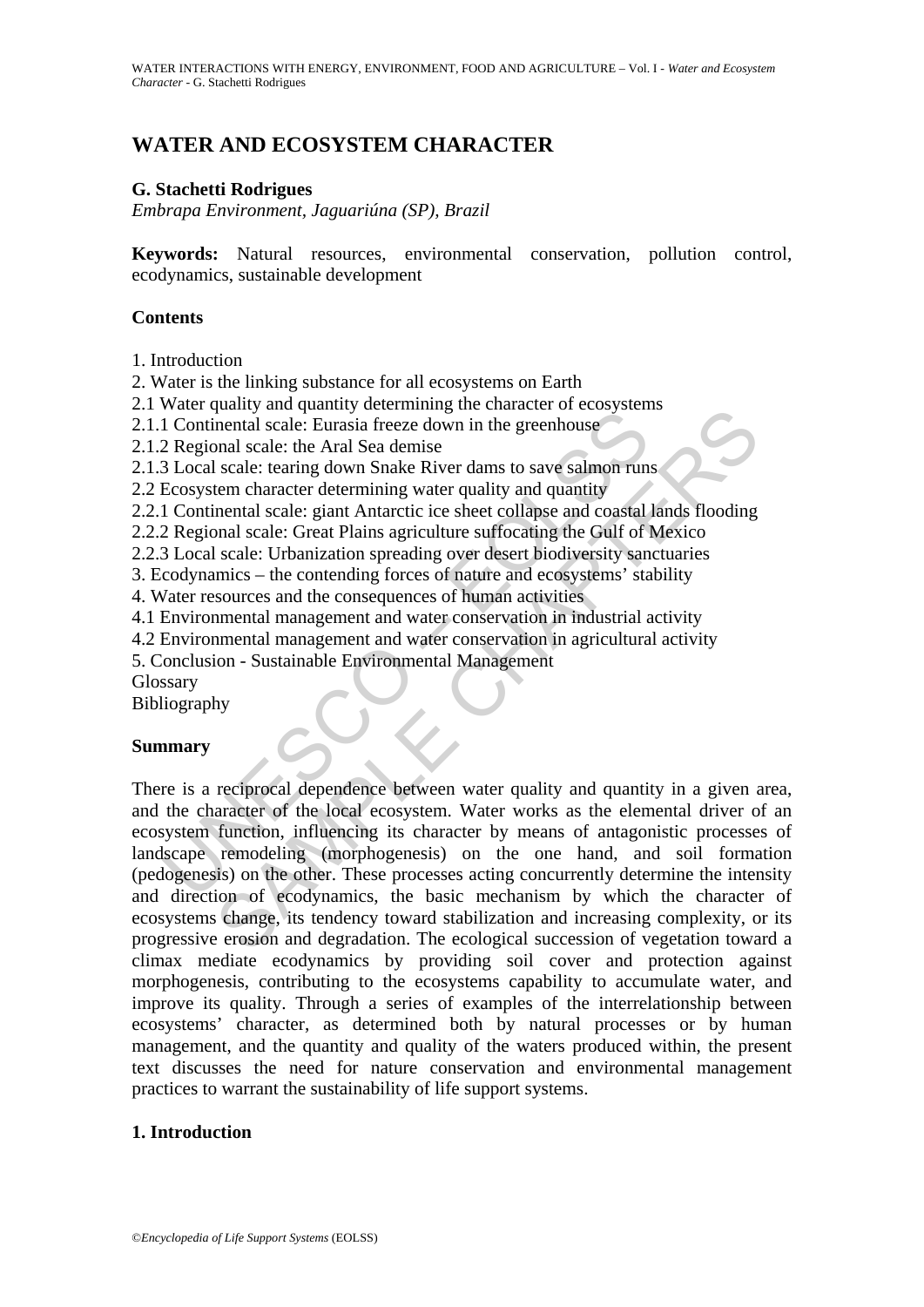# WATER AND ECOSYSTEM CHARACTER

**G. Stachetti Rodrigues**

*Embrapa Environment, Jaguariúna (SP), Brazil*

**Keywords:** Natural resources, environmental conservation, pollution control, ecodynamics, sustainable development

## Contents

1. Introduction
2. Water is the linking substance for all ecosystems on Earth
2.1 Water quality and quantity determining the character of ecosystems
2.1.1 Continental scale: Eurasia freeze down in the greenhouse
2.1.2 Regional scale: the Aral Sea demise
2.1.3 Local scale: tearing down Snake River dams to save salmon runs
2.2 Ecosystem character determining water quality and quantity
2.2.1 Continental scale: giant Antarctic ice sheet collapse and coastal lands flooding
2.2.2 Regional scale: Great Plains agriculture suffocating the Gulf of Mexico
2.2.3 Local scale: Urbanization spreading over desert biodiversity sanctuaries
3. Ecodynamics – the contending forces of nature and ecosystems' stability
4. Water resources and the consequences of human activities
4.1 Environmental management and water conservation in industrial activity
4.2 Environmental management and water conservation in agricultural activity
5. Conclusion - Sustainable Environmental Management

Glossary

Bibliography

## Summary

There is a reciprocal dependence between water quality and quantity in a given area, and the character of the local ecosystem. Water works as the elemental driver of an ecosystem function, influencing its character by means of antagonistic processes of landscape remodeling (morphogenesis) on the one hand, and soil formation (pedogenesis) on the other. These processes acting concurrently determine the intensity and direction of ecodynamics, the basic mechanism by which the character of ecosystems change, its tendency toward stabilization and increasing complexity, or its progressive erosion and degradation. The ecological succession of vegetation toward a climax mediate ecodynamics by providing soil cover and protection against morphogenesis, contributing to the ecosystems capability to accumulate water, and improve its quality. Through a series of examples of the interrelationship between ecosystems' character, as determined both by natural processes or by human management, and the quantity and quality of the waters produced within, the present text discusses the need for nature conservation and environmental management practices to warrant the sustainability of life support systems.

## 1. Introduction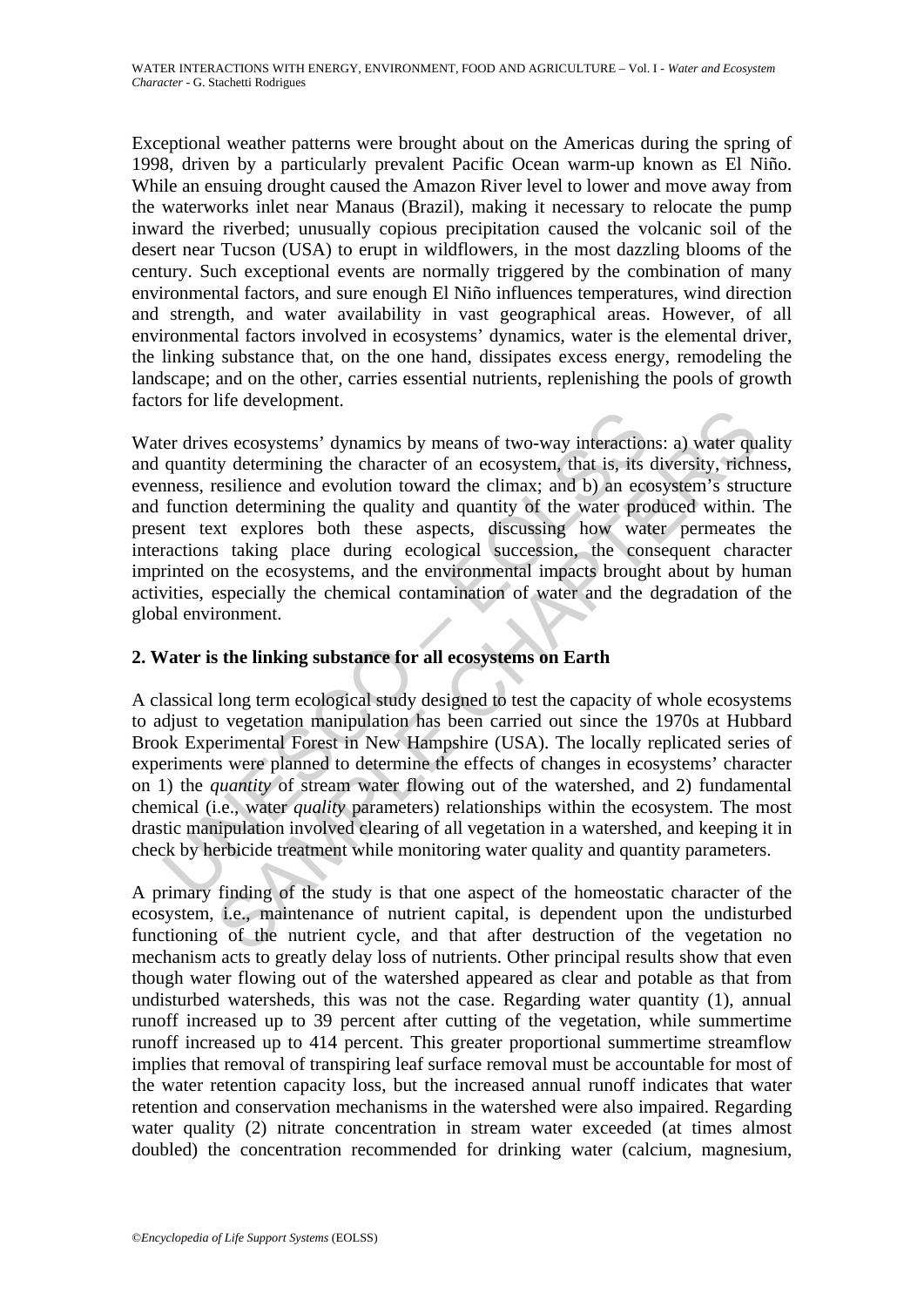Exceptional weather patterns were brought about on the Americas during the spring of 1998, driven by a particularly prevalent Pacific Ocean warm-up known as El Niño. While an ensuing drought caused the Amazon River level to lower and move away from the waterworks inlet near Manaus (Brazil), making it necessary to relocate the pump inward the riverbed; unusually copious precipitation caused the volcanic soil of the desert near Tucson (USA) to erupt in wildflowers, in the most dazzling blooms of the century. Such exceptional events are normally triggered by the combination of many environmental factors, and sure enough El Niño influences temperatures, wind direction and strength, and water availability in vast geographical areas. However, of all environmental factors involved in ecosystems' dynamics, water is the elemental driver, the linking substance that, on the one hand, dissipates excess energy, remodeling the landscape; and on the other, carries essential nutrients, replenishing the pools of growth factors for life development.

Water drives ecosystems' dynamics by means of two-way interactions: a) water quality and quantity determining the character of an ecosystem, that is, its diversity, richness, evenness, resilience and evolution toward the climax; and b) an ecosystem's structure and function determining the quality and quantity of the water produced within. The present text explores both these aspects, discussing how water permeates the interactions taking place during ecological succession, the consequent character imprinted on the ecosystems, and the environmental impacts brought about by human activities, especially the chemical contamination of water and the degradation of the global environment.

## 2. Water is the linking substance for all ecosystems on Earth

A classical long term ecological study designed to test the capacity of whole ecosystems to adjust to vegetation manipulation has been carried out since the 1970s at Hubbard Brook Experimental Forest in New Hampshire (USA). The locally replicated series of experiments were planned to determine the effects of changes in ecosystems' character on 1) the *quantity* of stream water flowing out of the watershed, and 2) fundamental chemical (i.e., water *quality* parameters) relationships within the ecosystem. The most drastic manipulation involved clearing of all vegetation in a watershed, and keeping it in check by herbicide treatment while monitoring water quality and quantity parameters.

A primary finding of the study is that one aspect of the homeostatic character of the ecosystem, i.e., maintenance of nutrient capital, is dependent upon the undisturbed functioning of the nutrient cycle, and that after destruction of the vegetation no mechanism acts to greatly delay loss of nutrients. Other principal results show that even though water flowing out of the watershed appeared as clear and potable as that from undisturbed watersheds, this was not the case. Regarding water quantity (1), annual runoff increased up to 39 percent after cutting of the vegetation, while summertime runoff increased up to 414 percent. This greater proportional summertime streamflow implies that removal of transpiring leaf surface removal must be accountable for most of the water retention capacity loss, but the increased annual runoff indicates that water retention and conservation mechanisms in the watershed were also impaired. Regarding water quality (2) nitrate concentration in stream water exceeded (at times almost doubled) the concentration recommended for drinking water (calcium, magnesium,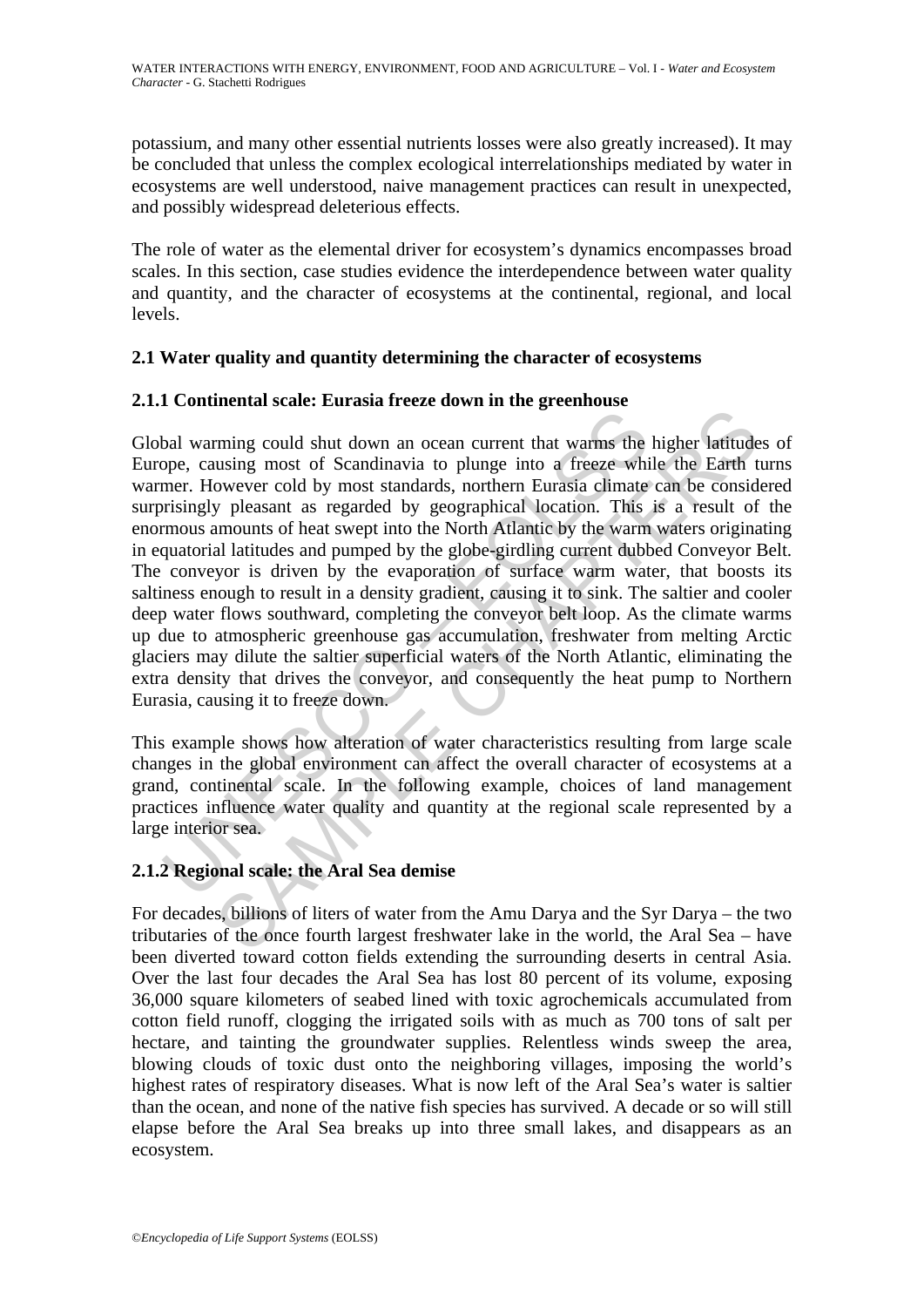potassium, and many other essential nutrients losses were also greatly increased). It may be concluded that unless the complex ecological interrelationships mediated by water in ecosystems are well understood, naive management practices can result in unexpected, and possibly widespread deleterious effects.

The role of water as the elemental driver for ecosystem's dynamics encompasses broad scales. In this section, case studies evidence the interdependence between water quality and quantity, and the character of ecosystems at the continental, regional, and local levels.

### 2.1 Water quality and quantity determining the character of ecosystems

#### 2.1.1 Continental scale: Eurasia freeze down in the greenhouse

Global warming could shut down an ocean current that warms the higher latitudes of Europe, causing most of Scandinavia to plunge into a freeze while the Earth turns warmer. However cold by most standards, northern Eurasia climate can be considered surprisingly pleasant as regarded by geographical location. This is a result of the enormous amounts of heat swept into the North Atlantic by the warm waters originating in equatorial latitudes and pumped by the globe-girdling current dubbed Conveyor Belt. The conveyor is driven by the evaporation of surface warm water, that boosts its saltiness enough to result in a density gradient, causing it to sink. The saltier and cooler deep water flows southward, completing the conveyor belt loop. As the climate warms up due to atmospheric greenhouse gas accumulation, freshwater from melting Arctic glaciers may dilute the saltier superficial waters of the North Atlantic, eliminating the extra density that drives the conveyor, and consequently the heat pump to Northern Eurasia, causing it to freeze down.

This example shows how alteration of water characteristics resulting from large scale changes in the global environment can affect the overall character of ecosystems at a grand, continental scale. In the following example, choices of land management practices influence water quality and quantity at the regional scale represented by a large interior sea.

#### 2.1.2 Regional scale: the Aral Sea demise

For decades, billions of liters of water from the Amu Darya and the Syr Darya – the two tributaries of the once fourth largest freshwater lake in the world, the Aral Sea – have been diverted toward cotton fields extending the surrounding deserts in central Asia. Over the last four decades the Aral Sea has lost 80 percent of its volume, exposing 36,000 square kilometers of seabed lined with toxic agrochemicals accumulated from cotton field runoff, clogging the irrigated soils with as much as 700 tons of salt per hectare, and tainting the groundwater supplies. Relentless winds sweep the area, blowing clouds of toxic dust onto the neighboring villages, imposing the world's highest rates of respiratory diseases. What is now left of the Aral Sea's water is saltier than the ocean, and none of the native fish species has survived. A decade or so will still elapse before the Aral Sea breaks up into three small lakes, and disappears as an ecosystem.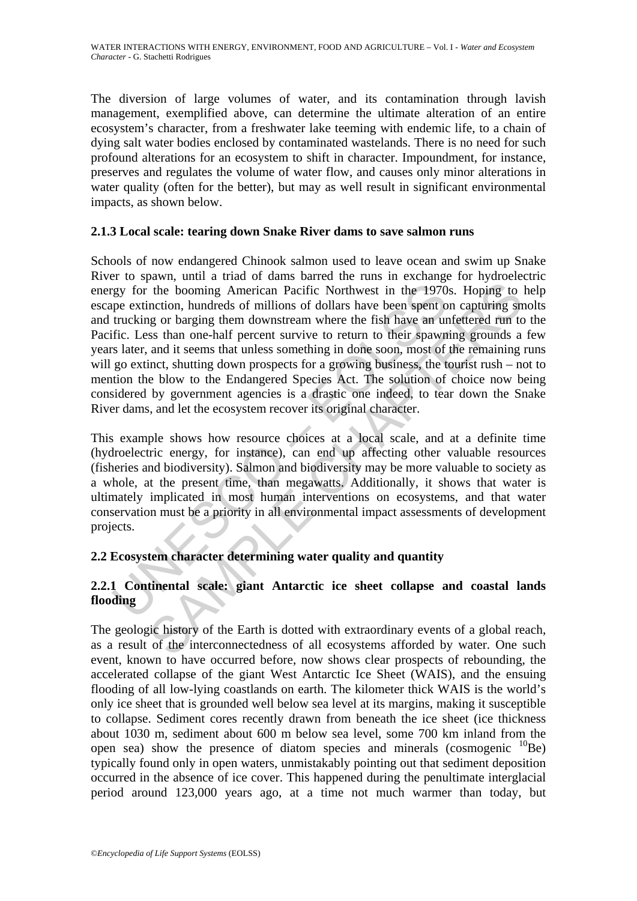The diversion of large volumes of water, and its contamination through lavish management, exemplified above, can determine the ultimate alteration of an entire ecosystem's character, from a freshwater lake teeming with endemic life, to a chain of dying salt water bodies enclosed by contaminated wastelands. There is no need for such profound alterations for an ecosystem to shift in character. Impoundment, for instance, preserves and regulates the volume of water flow, and causes only minor alterations in water quality (often for the better), but may as well result in significant environmental impacts, as shown below.

### 2.1.3 Local scale: tearing down Snake River dams to save salmon runs

Schools of now endangered Chinook salmon used to leave ocean and swim up Snake River to spawn, until a triad of dams barred the runs in exchange for hydroelectric energy for the booming American Pacific Northwest in the 1970s. Hoping to help escape extinction, hundreds of millions of dollars have been spent on capturing smolts and trucking or barging them downstream where the fish have an unfettered run to the Pacific. Less than one-half percent survive to return to their spawning grounds a few years later, and it seems that unless something in done soon, most of the remaining runs will go extinct, shutting down prospects for a growing business, the tourist rush – not to mention the blow to the Endangered Species Act. The solution of choice now being considered by government agencies is a drastic one indeed, to tear down the Snake River dams, and let the ecosystem recover its original character.

This example shows how resource choices at a local scale, and at a definite time (hydroelectric energy, for instance), can end up affecting other valuable resources (fisheries and biodiversity). Salmon and biodiversity may be more valuable to society as a whole, at the present time, than megawatts. Additionally, it shows that water is ultimately implicated in most human interventions on ecosystems, and that water conservation must be a priority in all environmental impact assessments of development projects.

## 2.2 Ecosystem character determining water quality and quantity

### 2.2.1 Continental scale: giant Antarctic ice sheet collapse and coastal lands flooding

The geologic history of the Earth is dotted with extraordinary events of a global reach, as a result of the interconnectedness of all ecosystems afforded by water. One such event, known to have occurred before, now shows clear prospects of rebounding, the accelerated collapse of the giant West Antarctic Ice Sheet (WAIS), and the ensuing flooding of all low-lying coastlands on earth. The kilometer thick WAIS is the world's only ice sheet that is grounded well below sea level at its margins, making it susceptible to collapse. Sediment cores recently drawn from beneath the ice sheet (ice thickness about 1030 m, sediment about 600 m below sea level, some 700 km inland from the open sea) show the presence of diatom species and minerals (cosmogenic $^{10}Be$) typically found only in open waters, unmistakably pointing out that sediment deposition occurred in the absence of ice cover. This happened during the penultimate interglacial period around 123,000 years ago, at a time not much warmer than today, but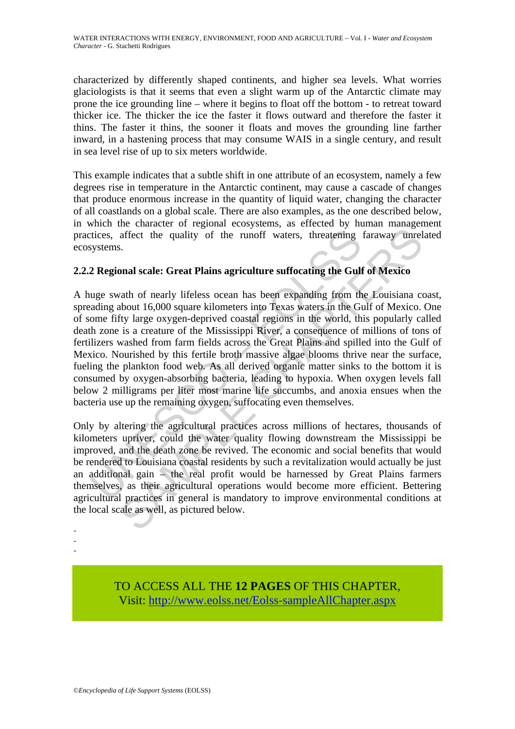characterized by differently shaped continents, and higher sea levels. What worries glaciologists is that it seems that even a slight warm up of the Antarctic climate may prone the ice grounding line – where it begins to float off the bottom - to retreat toward thicker ice. The thicker the ice the faster it flows outward and therefore the faster it thins. The faster it thins, the sooner it floats and moves the grounding line farther inward, in a hastening process that may consume WAIS in a single century, and result in sea level rise of up to six meters worldwide.

This example indicates that a subtle shift in one attribute of an ecosystem, namely a few degrees rise in temperature in the Antarctic continent, may cause a cascade of changes that produce enormous increase in the quantity of liquid water, changing the character of all coastlands on a global scale. There are also examples, as the one described below, in which the character of regional ecosystems, as effected by human management practices, affect the quality of the runoff waters, threatening faraway unrelated ecosystems.

### 2.2.2 Regional scale: Great Plains agriculture suffocating the Gulf of Mexico

A huge swath of nearly lifeless ocean has been expanding from the Louisiana coast, spreading about 16,000 square kilometers into Texas waters in the Gulf of Mexico. One of some fifty large oxygen-deprived coastal regions in the world, this popularly called death zone is a creature of the Mississippi River, a consequence of millions of tons of fertilizers washed from farm fields across the Great Plains and spilled into the Gulf of Mexico. Nourished by this fertile broth massive algae blooms thrive near the surface, fueling the plankton food web. As all derived organic matter sinks to the bottom it is consumed by oxygen-absorbing bacteria, leading to hypoxia. When oxygen levels fall below 2 milligrams per liter most marine life succumbs, and anoxia ensues when the bacteria use up the remaining oxygen, suffocating even themselves.

Only by altering the agricultural practices across millions of hectares, thousands of kilometers upriver, could the water quality flowing downstream the Mississippi be improved, and the death zone be revived. The economic and social benefits that would be rendered to Louisiana coastal residents by such a revitalization would actually be just an additional gain – the real profit would be harnessed by Great Plains farmers themselves, as their agricultural operations would become more efficient. Bettering agricultural practices in general is mandatory to improve environmental conditions at the local scale as well, as pictured below.

-
-
-

TO ACCESS ALL THE **12 PAGES** OF THIS CHAPTER,
Visit: http://www.eolss.net/Eolss-sampleAllChapter.aspx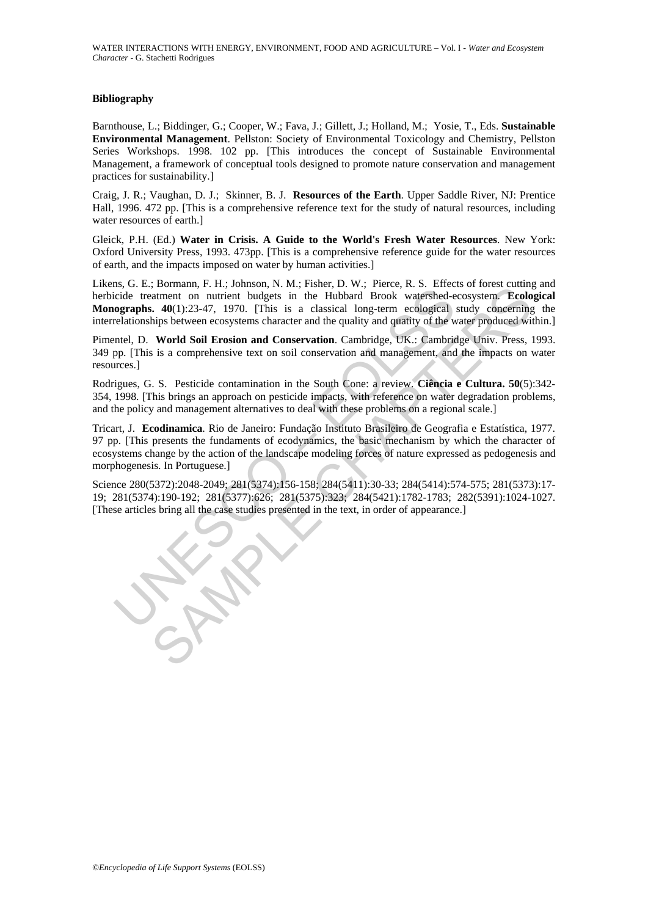**Bibliography**

Barnthouse, L.; Biddinger, G.; Cooper, W.; Fava, J.; Gillett, J.; Holland, M.; Yosie, T., Eds. **Sustainable Environmental Management**. Pellston: Society of Environmental Toxicology and Chemistry, Pellston Series Workshops. 1998. 102 pp. [This introduces the concept of Sustainable Environmental Management, a framework of conceptual tools designed to promote nature conservation and management practices for sustainability.]

Craig, J. R.; Vaughan, D. J.; Skinner, B. J. **Resources of the Earth**. Upper Saddle River, NJ: Prentice Hall, 1996. 472 pp. [This is a comprehensive reference text for the study of natural resources, including water resources of earth.]

Gleick, P.H. (Ed.) **Water in Crisis. A Guide to the World's Fresh Water Resources**. New York: Oxford University Press, 1993. 473pp. [This is a comprehensive reference guide for the water resources of earth, and the impacts imposed on water by human activities.]

Likens, G. E.; Bormann, F. H.; Johnson, N. M.; Fisher, D. W.; Pierce, R. S. Effects of forest cutting and herbicide treatment on nutrient budgets in the Hubbard Brook watershed-ecosystem. **Ecological Monographs. 40**(1):23-47, 1970. [This is a classical long-term ecological study concerning the interrelationships between ecosystems character and the quality and quatity of the water produced within.]

Pimentel, D. **World Soil Erosion and Conservation**. Cambridge, UK.: Cambridge Univ. Press, 1993. 349 pp. [This is a comprehensive text on soil conservation and management, and the impacts on water resources.]

Rodrigues, G. S. Pesticide contamination in the South Cone: a review. **Ciência e Cultura. 50**(5):342-354, 1998. [This brings an approach on pesticide impacts, with reference on water degradation problems, and the policy and management alternatives to deal with these problems on a regional scale.]

Tricart, J. **Ecodinamica**. Rio de Janeiro: Fundação Instituto Brasileiro de Geografia e Estatística, 1977. 97 pp. [This presents the fundaments of ecodynamics, the basic mechanism by which the character of ecosystems change by the action of the landscape modeling forces of nature expressed as pedogenesis and morphogenesis. In Portuguese.]

Science 280(5372):2048-2049; 281(5374):156-158; 284(5411):30-33; 284(5414):574-575; 281(5373):17-19; 281(5374):190-192; 281(5377):626; 281(5375):323; 284(5421):1782-1783; 282(5391):1024-1027. [These articles bring all the case studies presented in the text, in order of appearance.]